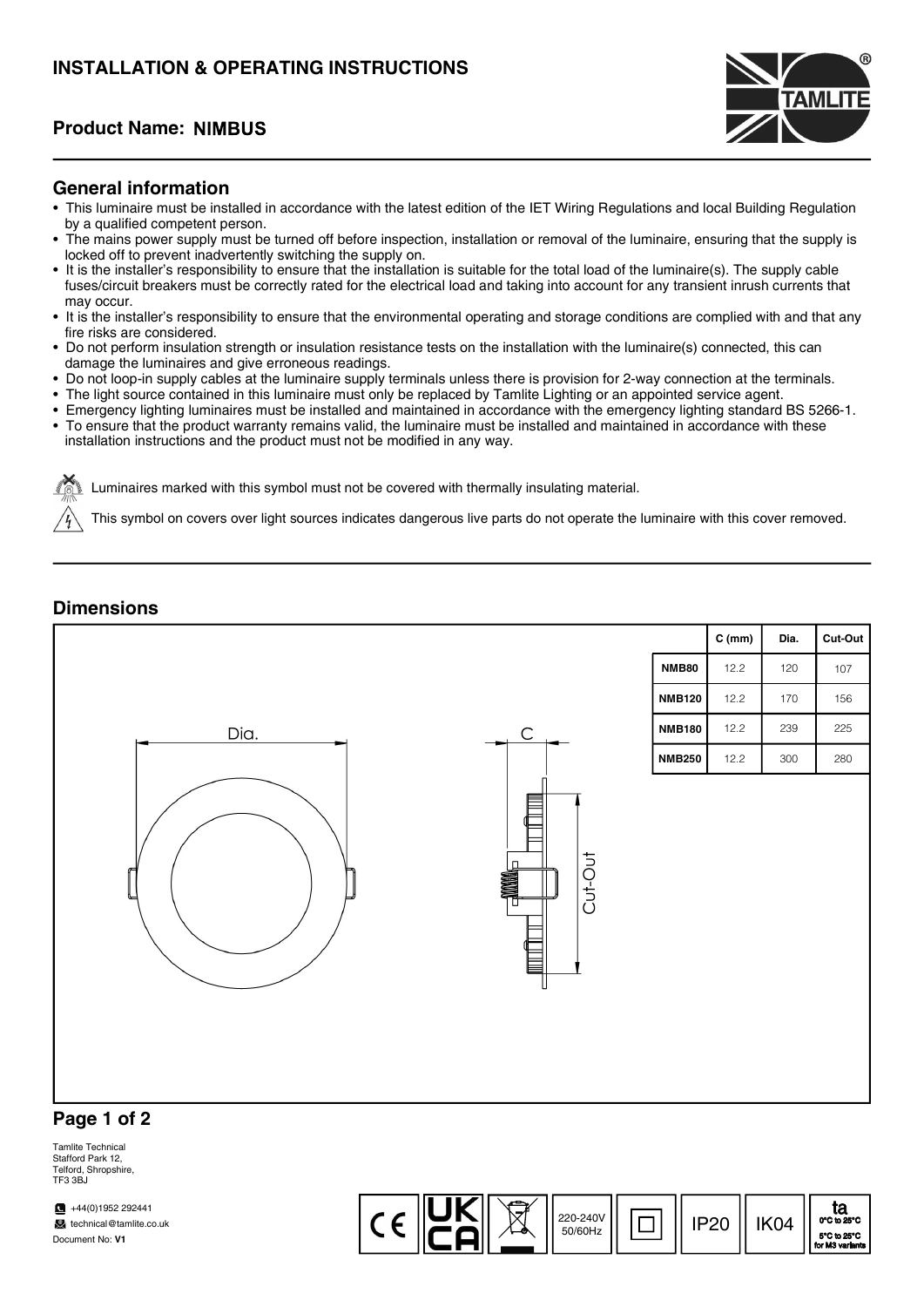# INSTALLATION & OPERATING INSTRUCTIONS

## Product Name: NIMBUS

## General information

- This luminaire must be installed in accordance with the latest edition of the IET Wiring Regulations and local Building Regulation by a qualified competent person.
- The mains power supply must be turned off before inspection, installation or removal of the luminaire, ensuring that the supply is locked off to prevent inadvertently switching the supply on.
- It is the installer's responsibility to ensure that the installation is suitable for the total load of the luminaire(s). The supply cable fuses/circuit breakers must be correctly rated for the electrical load and taking into account for any transient inrush currents that may occur.
- It is the installer's responsibility to ensure that the environmental operating and storage conditions are complied with and that any fire risks are considered.
- Do not perform insulation strength or insulation resistance tests on the installation with the luminaire(s) connected, this can damage the luminaires and give erroneous readings.
- Do not loop-in supply cables at the luminaire supply terminals unless there is provision for 2-way connection at the terminals.
- The light source contained in this luminaire must only be replaced by Tamlite Lighting or an appointed service agent.
- Emergency lighting luminaires must be installed and maintained in accordance with the emergency lighting standard BS 5266-1.
- To ensure that the product warranty remains valid, the luminaire must be installed and maintained in accordance with these installation instructions and the product must not be modified in any way.

Luminaires marked with this symbol must not be covered with thermally insulating material.

This symbol on covers over light sources indicates dangerous live parts do not operate the luminaire with this cover removed.

## Dimensions

|  | C (mm) | Dia. | Cut-Out |
|---|---|---|---|
| **NMB80** | 12.2 | 120 | 107 |
| **NMB120** | 12.2 | 170 | 156 |
| **NMB180** | 12.2 | 239 | 225 |
| **NMB250** | 12.2 | 300 | 280 |

Dia.

C

Cut-Out

Tamlite Technical
Stafford Park 12,
Telford, Shropshire,
TF3 3BJ

+44(0)1952 292441
technical@tamlite.co.uk
Document No: **V1**

CE | UK CA | 220-240V 50/60Hz | IP20 | IK04 | ta 0°C to 25°C, 5°C to 25°C for M3 variants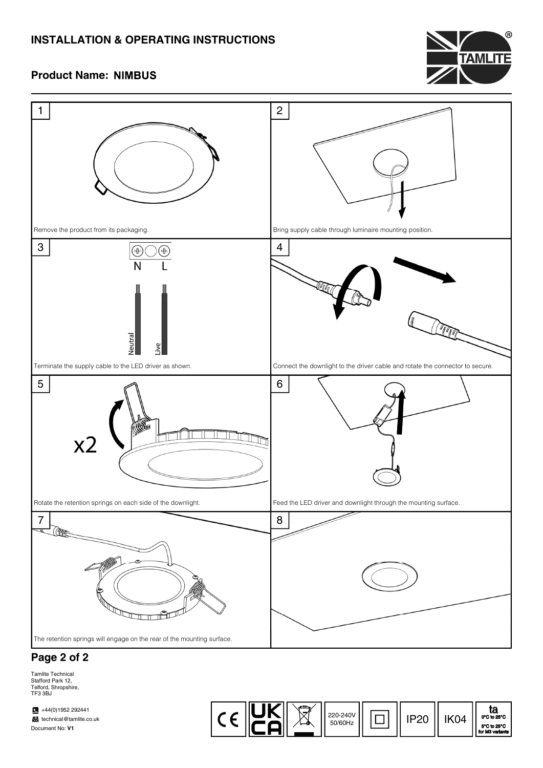# INSTALLATION & OPERATING INSTRUCTIONS

## Product Name: NIMBUS

1

Remove the product from its packaging.

2

Bring supply cable through luminaire mounting position.

3

N L

Neutral Live

Terminate the supply cable to the LED driver as shown.

4

Connect the downlight to the driver cable and rotate the connector to secure.

5

x2

Rotate the retention springs on each side of the downlight.

6

Feed the LED driver and downlight through the mounting surface.

7

The retention springs will engage on the rear of the mounting surface.

8

Tamlite Technical
Stafford Park 12,
Telford, Shropshire,
TF3 3BJ

+44(0)1952 292441
technical@tamlite.co.uk
Document No: **V1**

CE UKCA 220-240V 50/60Hz IP20 IK04

ta 0°C to 25°C
5°C to 25°C for M3 variants